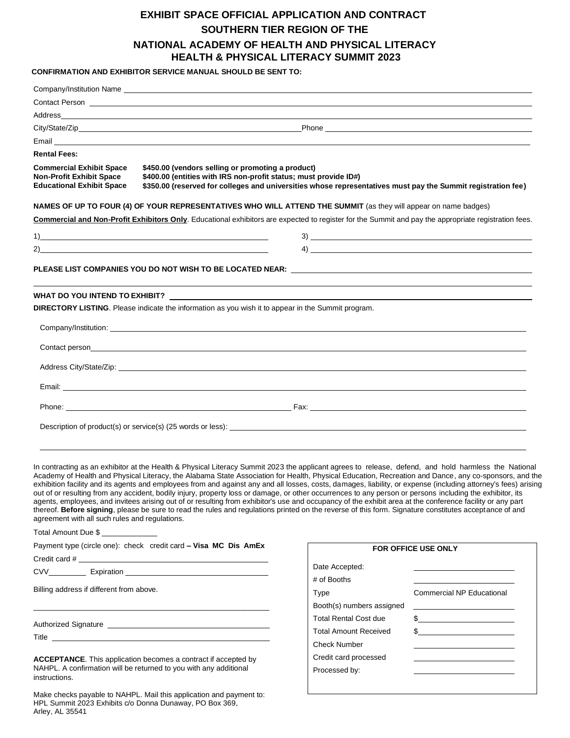# EXHIBIT SPACE OFFICIAL APPLICATION AND CONTRACT
## SOUTHERN TIER REGION OF THE
## NATIONAL ACADEMY OF HEALTH AND PHYSICAL LITERACY
## HEALTH & PHYSICAL LITERACY SUMMIT 2023

**CONFIRMATION AND EXHIBITOR SERVICE MANUAL SHOULD BE SENT TO:**

Company/Institution Name ______________________________

Contact Person ______________________________

Address ______________________________

City/State/Zip ______________________________ Phone ______________________________

Email ______________________________

**Rental Fees:**

| | |
|---|---|
| **Commercial Exhibit Space** | **$450.00 (vendors selling or promoting a product)** |
| **Non-Profit Exhibit Space** | **$400.00 (entities with IRS non-profit status; must provide ID#)** |
| **Educational Exhibit Space** | **$350.00 (reserved for colleges and universities whose representatives must pay the Summit registration fee)** |

**NAMES OF UP TO FOUR (4) OF YOUR REPRESENTATIVES WHO WILL ATTEND THE SUMMIT** (as they will appear on name badges)

**Commercial and Non-Profit Exhibitors Only**. Educational exhibitors are expected to register for the Summit and pay the appropriate registration fees.

1) ______________________________ 3) ______________________________

2) ______________________________ 4) ______________________________

**PLEASE LIST COMPANIES YOU DO NOT WISH TO BE LOCATED NEAR:** ______________________________

**WHAT DO YOU INTEND TO EXHIBIT?** ______________________________

**DIRECTORY LISTING**. Please indicate the information as you wish it to appear in the Summit program.

Company/Institution: ______________________________

Contact person ______________________________

Address City/State/Zip: ______________________________

Email: ______________________________

Phone: ______________________________ Fax: ______________________________

Description of product(s) or service(s) (25 words or less): ______________________________

In contracting as an exhibitor at the Health & Physical Literacy Summit 2023 the applicant agrees to release, defend, and hold harmless the National Academy of Health and Physical Literacy, the Alabama State Association for Health, Physical Education, Recreation and Dance, any co-sponsors, and the exhibition facility and its agents and employees from and against any and all losses, costs, damages, liability, or expense (including attorney's fees) arising out of or resulting from any accident, bodily injury, property loss or damage, or other occurrences to any person or persons including the exhibitor, its agents, employees, and invitees arising out of or resulting from exhibitor's use and occupancy of the exhibit area at the conference facility or any part thereof. **Before signing**, please be sure to read the rules and regulations printed on the reverse of this form. Signature constitutes acceptance of and agreement with all such rules and regulations.

Total Amount Due $ __________

Payment type (circle one): check credit card **– Visa MC Dis AmEx**

Credit card # ______________________________

CVV ________ Expiration ______________________________

Billing address if different from above.

______________________________

Authorized Signature ______________________________

Title ______________________________

**ACCEPTANCE**. This application becomes a contract if accepted by NAHPL. A confirmation will be returned to you with any additional instructions.

Make checks payable to NAHPL. Mail this application and payment to: HPL Summit 2023 Exhibits c/o Donna Dunaway, PO Box 369, Arley, AL 35541

| **FOR OFFICE USE ONLY** | |
|---|---|
| Date Accepted: | |
| # of Booths | |
| Type | Commercial NP Educational |
| Booth(s) numbers assigned | |
| Total Rental Cost due | $ |
| Total Amount Received | $ |
| Check Number | |
| Credit card processed | |
| Processed by: | |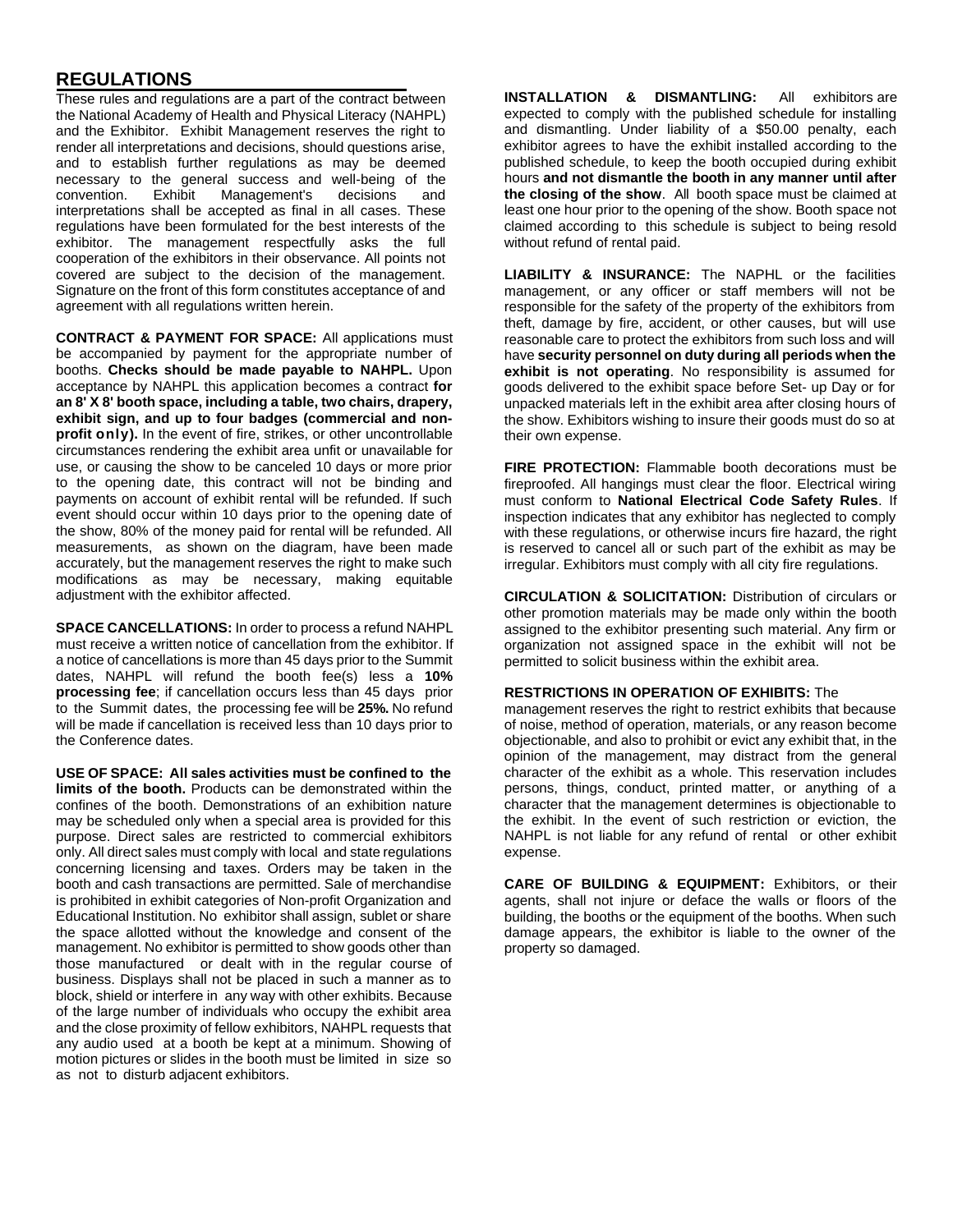## REGULATIONS

These rules and regulations are a part of the contract between the National Academy of Health and Physical Literacy (NAHPL) and the Exhibitor. Exhibit Management reserves the right to render all interpretations and decisions, should questions arise, and to establish further regulations as may be deemed necessary to the general success and well-being of the convention. Exhibit Management's decisions and interpretations shall be accepted as final in all cases. These regulations have been formulated for the best interests of the exhibitor. The management respectfully asks the full cooperation of the exhibitors in their observance. All points not covered are subject to the decision of the management. Signature on the front of this form constitutes acceptance of and agreement with all regulations written herein.

**CONTRACT & PAYMENT FOR SPACE:** All applications must be accompanied by payment for the appropriate number of booths. **Checks should be made payable to NAHPL.** Upon acceptance by NAHPL this application becomes a contract **for an 8' X 8' booth space, including a table, two chairs, drapery, exhibit sign, and up to four badges (commercial and non-profit only).** In the event of fire, strikes, or other uncontrollable circumstances rendering the exhibit area unfit or unavailable for use, or causing the show to be canceled 10 days or more prior to the opening date, this contract will not be binding and payments on account of exhibit rental will be refunded. If such event should occur within 10 days prior to the opening date of the show, 80% of the money paid for rental will be refunded. All measurements, as shown on the diagram, have been made accurately, but the management reserves the right to make such modifications as may be necessary, making equitable adjustment with the exhibitor affected.

**SPACE CANCELLATIONS:** In order to process a refund NAHPL must receive a written notice of cancellation from the exhibitor. If a notice of cancellations is more than 45 days prior to the Summit dates, NAHPL will refund the booth fee(s) less a **10% processing fee**; if cancellation occurs less than 45 days prior to the Summit dates, the processing fee will be **25%.** No refund will be made if cancellation is received less than 10 days prior to the Conference dates.

**USE OF SPACE: All sales activities must be confined to the limits of the booth.** Products can be demonstrated within the confines of the booth. Demonstrations of an exhibition nature may be scheduled only when a special area is provided for this purpose. Direct sales are restricted to commercial exhibitors only. All direct sales must comply with local and state regulations concerning licensing and taxes. Orders may be taken in the booth and cash transactions are permitted. Sale of merchandise is prohibited in exhibit categories of Non-profit Organization and Educational Institution. No exhibitor shall assign, sublet or share the space allotted without the knowledge and consent of the management. No exhibitor is permitted to show goods other than those manufactured or dealt with in the regular course of business. Displays shall not be placed in such a manner as to block, shield or interfere in any way with other exhibits. Because of the large number of individuals who occupy the exhibit area and the close proximity of fellow exhibitors, NAHPL requests that any audio used at a booth be kept at a minimum. Showing of motion pictures or slides in the booth must be limited in size so as not to disturb adjacent exhibitors.

**INSTALLATION & DISMANTLING:** All exhibitors are expected to comply with the published schedule for installing and dismantling. Under liability of a $50.00 penalty, each exhibitor agrees to have the exhibit installed according to the published schedule, to keep the booth occupied during exhibit hours **and not dismantle the booth in any manner until after the closing of the show**. All booth space must be claimed at least one hour prior to the opening of the show. Booth space not claimed according to this schedule is subject to being resold without refund of rental paid.

**LIABILITY & INSURANCE:** The NAPHL or the facilities management, or any officer or staff members will not be responsible for the safety of the property of the exhibitors from theft, damage by fire, accident, or other causes, but will use reasonable care to protect the exhibitors from such loss and will have **security personnel on duty during all periods when the exhibit is not operating**. No responsibility is assumed for goods delivered to the exhibit space before Set- up Day or for unpacked materials left in the exhibit area after closing hours of the show. Exhibitors wishing to insure their goods must do so at their own expense.

**FIRE PROTECTION:** Flammable booth decorations must be fireproofed. All hangings must clear the floor. Electrical wiring must conform to **National Electrical Code Safety Rules**. If inspection indicates that any exhibitor has neglected to comply with these regulations, or otherwise incurs fire hazard, the right is reserved to cancel all or such part of the exhibit as may be irregular. Exhibitors must comply with all city fire regulations.

**CIRCULATION & SOLICITATION:** Distribution of circulars or other promotion materials may be made only within the booth assigned to the exhibitor presenting such material. Any firm or organization not assigned space in the exhibit will not be permitted to solicit business within the exhibit area.

**RESTRICTIONS IN OPERATION OF EXHIBITS:** The management reserves the right to restrict exhibits that because of noise, method of operation, materials, or any reason become objectionable, and also to prohibit or evict any exhibit that, in the opinion of the management, may distract from the general character of the exhibit as a whole. This reservation includes persons, things, conduct, printed matter, or anything of a character that the management determines is objectionable to the exhibit. In the event of such restriction or eviction, the NAHPL is not liable for any refund of rental or other exhibit expense.

**CARE OF BUILDING & EQUIPMENT:** Exhibitors, or their agents, shall not injure or deface the walls or floors of the building, the booths or the equipment of the booths. When such damage appears, the exhibitor is liable to the owner of the property so damaged.